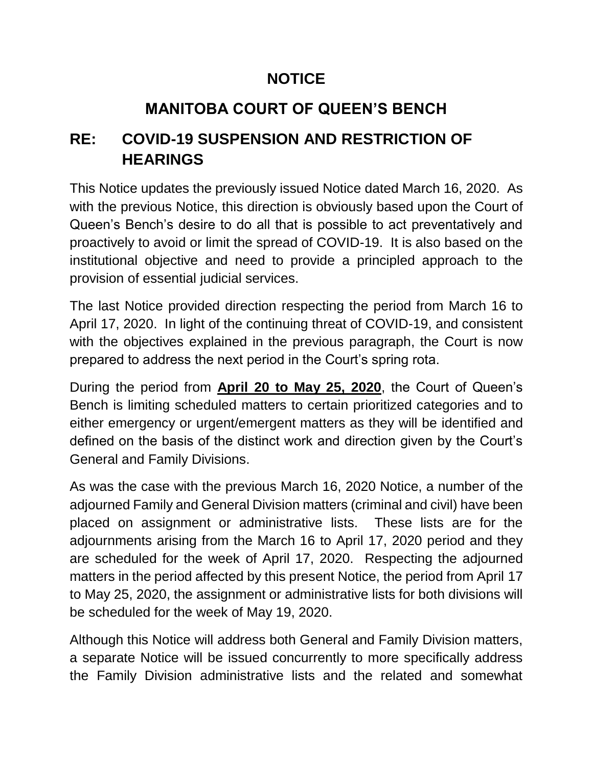# NOTICE

## MANITOBA COURT OF QUEEN'S BENCH

## RE: COVID-19 SUSPENSION AND RESTRICTION OF HEARINGS

This Notice updates the previously issued Notice dated March 16, 2020. As with the previous Notice, this direction is obviously based upon the Court of Queen's Bench's desire to do all that is possible to act preventatively and proactively to avoid or limit the spread of COVID-19. It is also based on the institutional objective and need to provide a principled approach to the provision of essential judicial services.

The last Notice provided direction respecting the period from March 16 to April 17, 2020. In light of the continuing threat of COVID-19, and consistent with the objectives explained in the previous paragraph, the Court is now prepared to address the next period in the Court's spring rota.

During the period from **April 20 to May 25, 2020**, the Court of Queen's Bench is limiting scheduled matters to certain prioritized categories and to either emergency or urgent/emergent matters as they will be identified and defined on the basis of the distinct work and direction given by the Court's General and Family Divisions.

As was the case with the previous March 16, 2020 Notice, a number of the adjourned Family and General Division matters (criminal and civil) have been placed on assignment or administrative lists. These lists are for the adjournments arising from the March 16 to April 17, 2020 period and they are scheduled for the week of April 17, 2020. Respecting the adjourned matters in the period affected by this present Notice, the period from April 17 to May 25, 2020, the assignment or administrative lists for both divisions will be scheduled for the week of May 19, 2020.

Although this Notice will address both General and Family Division matters, a separate Notice will be issued concurrently to more specifically address the Family Division administrative lists and the related and somewhat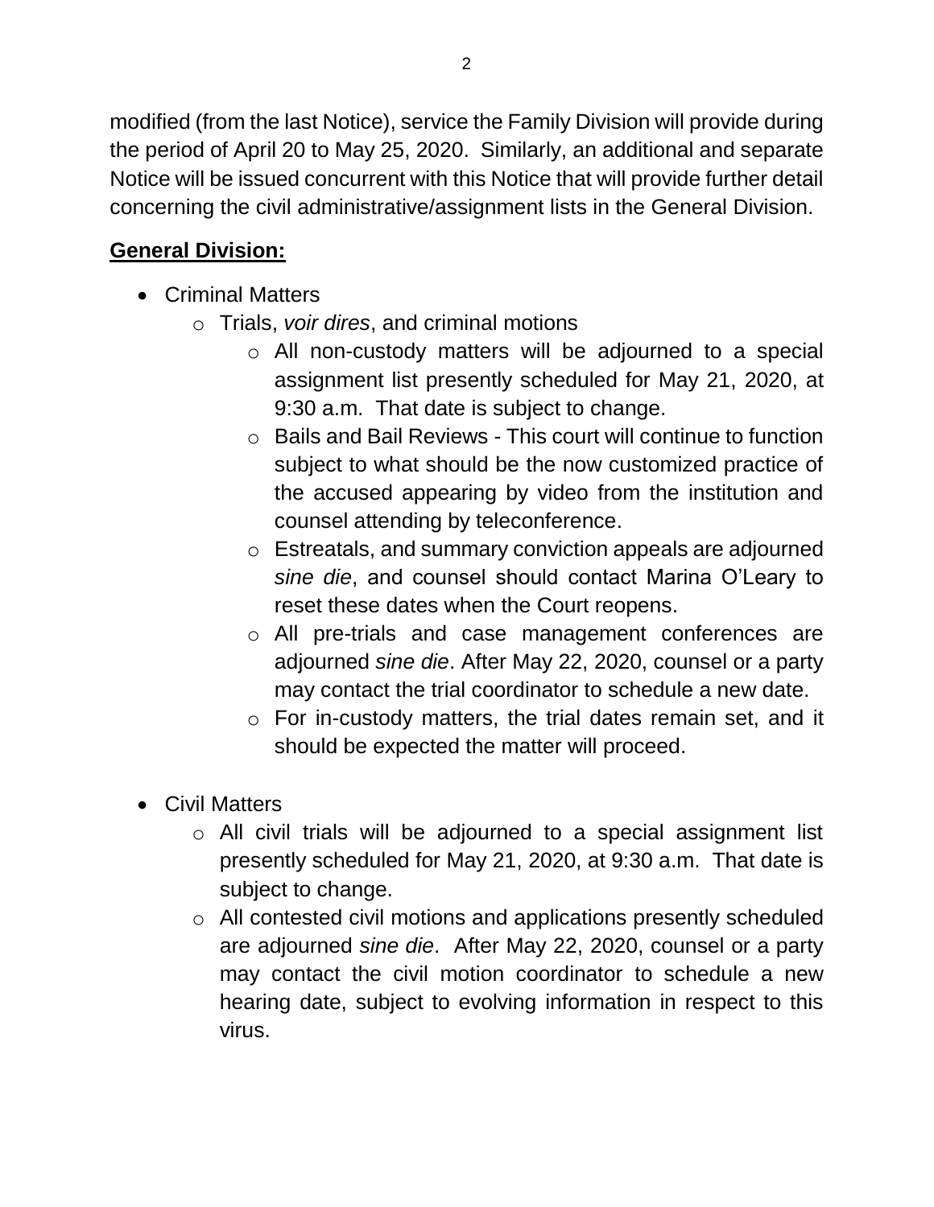modified (from the last Notice), service the Family Division will provide during the period of April 20 to May 25, 2020. Similarly, an additional and separate Notice will be issued concurrent with this Notice that will provide further detail concerning the civil administrative/assignment lists in the General Division.

**General Division:**

- Criminal Matters
    - Trials, *voir dires*, and criminal motions
        - All non-custody matters will be adjourned to a special assignment list presently scheduled for May 21, 2020, at 9:30 a.m. That date is subject to change.
        - Bails and Bail Reviews - This court will continue to function subject to what should be the now customized practice of the accused appearing by video from the institution and counsel attending by teleconference.
        - Estreatals, and summary conviction appeals are adjourned *sine die*, and counsel should contact Marina O'Leary to reset these dates when the Court reopens.
        - All pre-trials and case management conferences are adjourned *sine die*. After May 22, 2020, counsel or a party may contact the trial coordinator to schedule a new date.
        - For in-custody matters, the trial dates remain set, and it should be expected the matter will proceed.

- Civil Matters
    - All civil trials will be adjourned to a special assignment list presently scheduled for May 21, 2020, at 9:30 a.m. That date is subject to change.
    - All contested civil motions and applications presently scheduled are adjourned *sine die*. After May 22, 2020, counsel or a party may contact the civil motion coordinator to schedule a new hearing date, subject to evolving information in respect to this virus.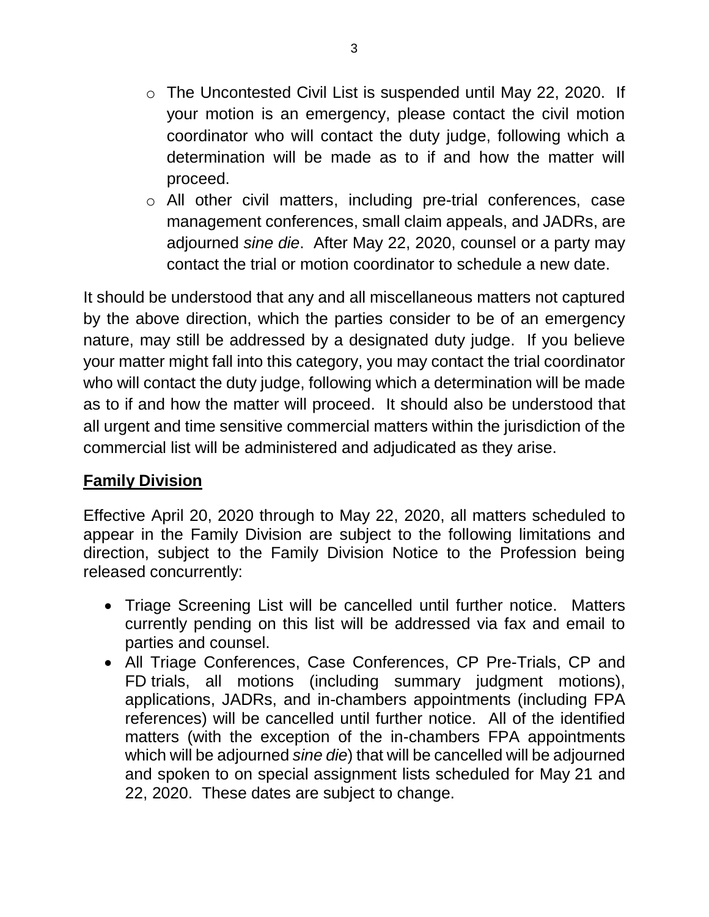- The Uncontested Civil List is suspended until May 22, 2020. If your motion is an emergency, please contact the civil motion coordinator who will contact the duty judge, following which a determination will be made as to if and how the matter will proceed.
- All other civil matters, including pre-trial conferences, case management conferences, small claim appeals, and JADRs, are adjourned *sine die*. After May 22, 2020, counsel or a party may contact the trial or motion coordinator to schedule a new date.

It should be understood that any and all miscellaneous matters not captured by the above direction, which the parties consider to be of an emergency nature, may still be addressed by a designated duty judge. If you believe your matter might fall into this category, you may contact the trial coordinator who will contact the duty judge, following which a determination will be made as to if and how the matter will proceed. It should also be understood that all urgent and time sensitive commercial matters within the jurisdiction of the commercial list will be administered and adjudicated as they arise.

## **Family Division**

Effective April 20, 2020 through to May 22, 2020, all matters scheduled to appear in the Family Division are subject to the following limitations and direction, subject to the Family Division Notice to the Profession being released concurrently:

- Triage Screening List will be cancelled until further notice. Matters currently pending on this list will be addressed via fax and email to parties and counsel.
- All Triage Conferences, Case Conferences, CP Pre-Trials, CP and FD trials, all motions (including summary judgment motions), applications, JADRs, and in-chambers appointments (including FPA references) will be cancelled until further notice. All of the identified matters (with the exception of the in-chambers FPA appointments which will be adjourned *sine die*) that will be cancelled will be adjourned and spoken to on special assignment lists scheduled for May 21 and 22, 2020. These dates are subject to change.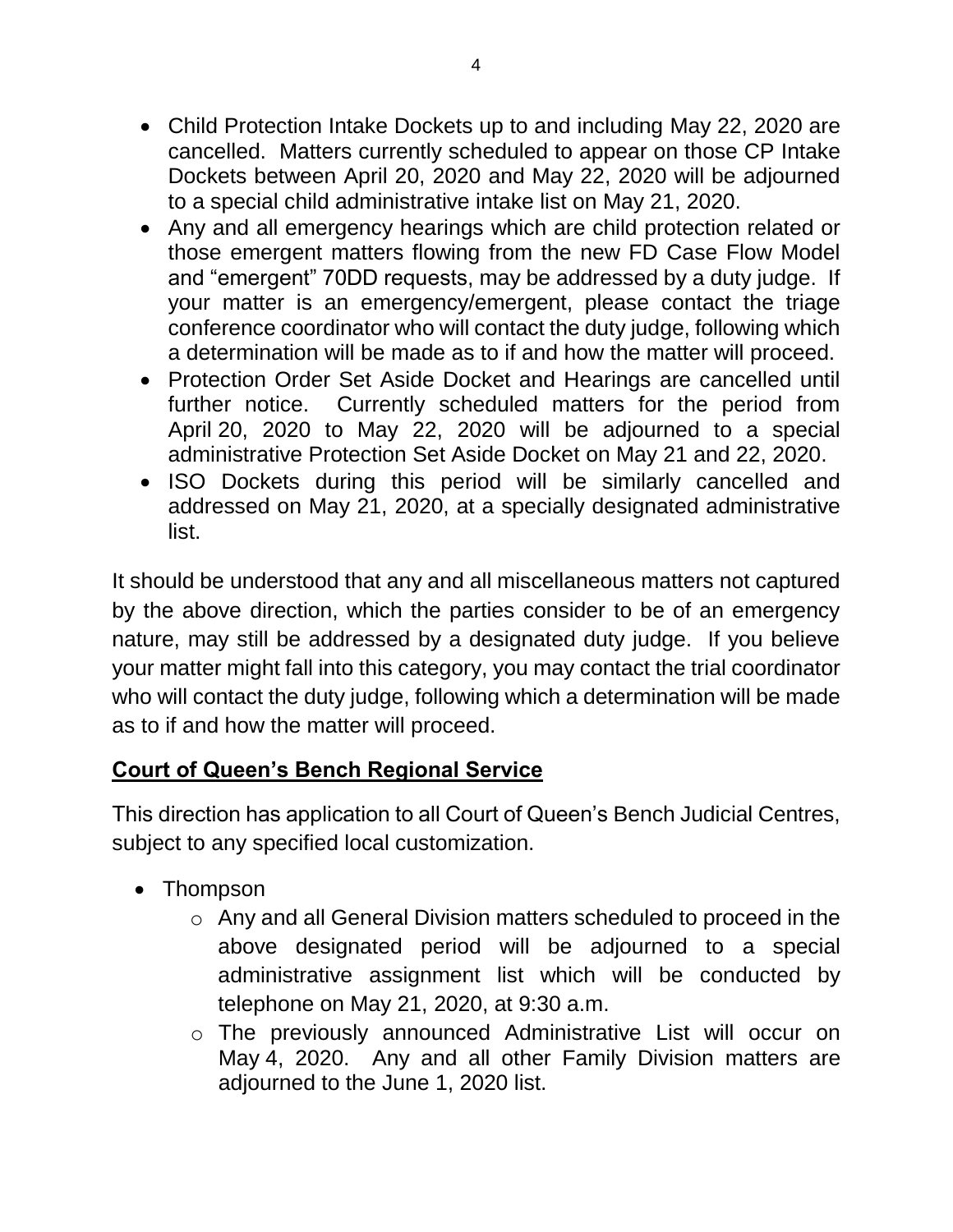- Child Protection Intake Dockets up to and including May 22, 2020 are cancelled. Matters currently scheduled to appear on those CP Intake Dockets between April 20, 2020 and May 22, 2020 will be adjourned to a special child administrative intake list on May 21, 2020.
- Any and all emergency hearings which are child protection related or those emergent matters flowing from the new FD Case Flow Model and "emergent" 70DD requests, may be addressed by a duty judge. If your matter is an emergency/emergent, please contact the triage conference coordinator who will contact the duty judge, following which a determination will be made as to if and how the matter will proceed.
- Protection Order Set Aside Docket and Hearings are cancelled until further notice. Currently scheduled matters for the period from April 20, 2020 to May 22, 2020 will be adjourned to a special administrative Protection Set Aside Docket on May 21 and 22, 2020.
- ISO Dockets during this period will be similarly cancelled and addressed on May 21, 2020, at a specially designated administrative list.

It should be understood that any and all miscellaneous matters not captured by the above direction, which the parties consider to be of an emergency nature, may still be addressed by a designated duty judge. If you believe your matter might fall into this category, you may contact the trial coordinator who will contact the duty judge, following which a determination will be made as to if and how the matter will proceed.

## **Court of Queen's Bench Regional Service**

This direction has application to all Court of Queen's Bench Judicial Centres, subject to any specified local customization.

- Thompson
  - Any and all General Division matters scheduled to proceed in the above designated period will be adjourned to a special administrative assignment list which will be conducted by telephone on May 21, 2020, at 9:30 a.m.
  - The previously announced Administrative List will occur on May 4, 2020. Any and all other Family Division matters are adjourned to the June 1, 2020 list.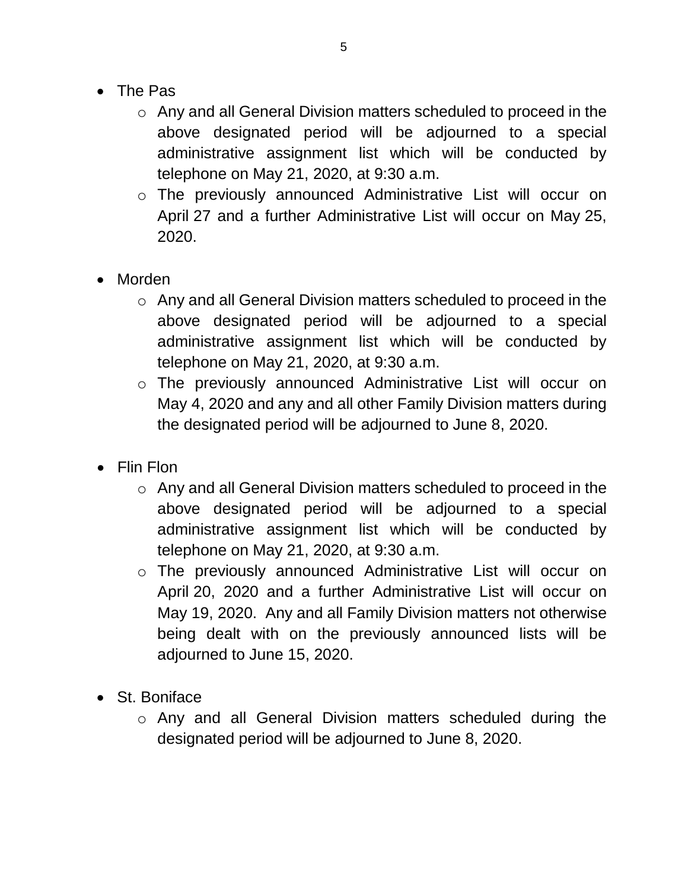- The Pas
  - Any and all General Division matters scheduled to proceed in the above designated period will be adjourned to a special administrative assignment list which will be conducted by telephone on May 21, 2020, at 9:30 a.m.
  - The previously announced Administrative List will occur on April 27 and a further Administrative List will occur on May 25, 2020.

- Morden
  - Any and all General Division matters scheduled to proceed in the above designated period will be adjourned to a special administrative assignment list which will be conducted by telephone on May 21, 2020, at 9:30 a.m.
  - The previously announced Administrative List will occur on May 4, 2020 and any and all other Family Division matters during the designated period will be adjourned to June 8, 2020.

- Flin Flon
  - Any and all General Division matters scheduled to proceed in the above designated period will be adjourned to a special administrative assignment list which will be conducted by telephone on May 21, 2020, at 9:30 a.m.
  - The previously announced Administrative List will occur on April 20, 2020 and a further Administrative List will occur on May 19, 2020. Any and all Family Division matters not otherwise being dealt with on the previously announced lists will be adjourned to June 15, 2020.

- St. Boniface
  - Any and all General Division matters scheduled during the designated period will be adjourned to June 8, 2020.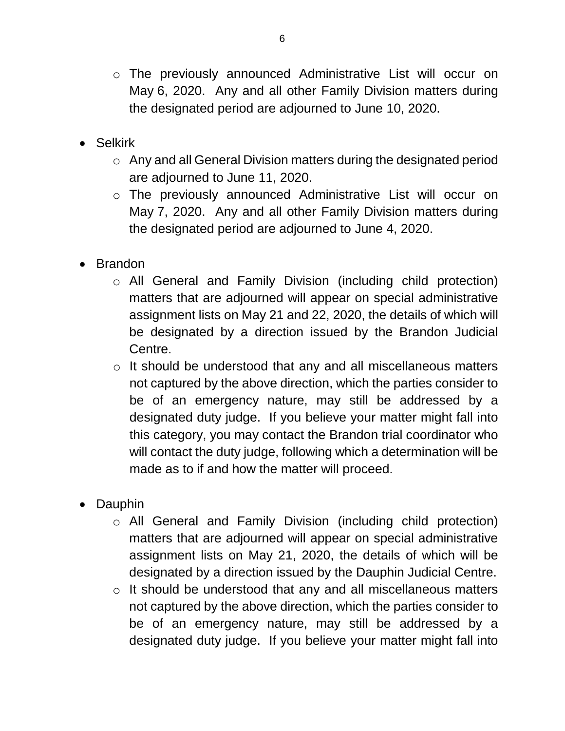- The previously announced Administrative List will occur on May 6, 2020. Any and all other Family Division matters during the designated period are adjourned to June 10, 2020.

- Selkirk
  - Any and all General Division matters during the designated period are adjourned to June 11, 2020.
  - The previously announced Administrative List will occur on May 7, 2020. Any and all other Family Division matters during the designated period are adjourned to June 4, 2020.

- Brandon
  - All General and Family Division (including child protection) matters that are adjourned will appear on special administrative assignment lists on May 21 and 22, 2020, the details of which will be designated by a direction issued by the Brandon Judicial Centre.
  - It should be understood that any and all miscellaneous matters not captured by the above direction, which the parties consider to be of an emergency nature, may still be addressed by a designated duty judge. If you believe your matter might fall into this category, you may contact the Brandon trial coordinator who will contact the duty judge, following which a determination will be made as to if and how the matter will proceed.

- Dauphin
  - All General and Family Division (including child protection) matters that are adjourned will appear on special administrative assignment lists on May 21, 2020, the details of which will be designated by a direction issued by the Dauphin Judicial Centre.
  - It should be understood that any and all miscellaneous matters not captured by the above direction, which the parties consider to be of an emergency nature, may still be addressed by a designated duty judge. If you believe your matter might fall into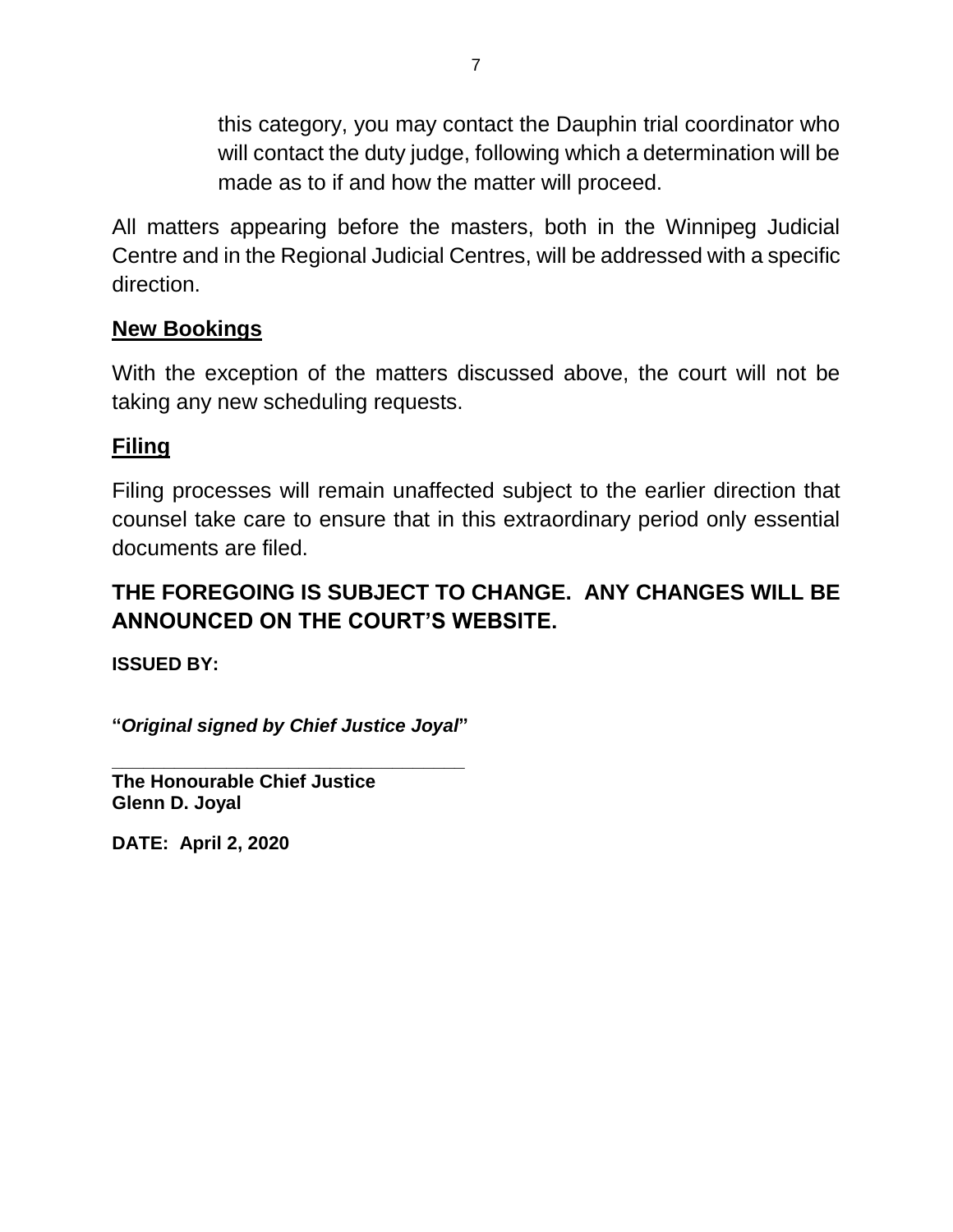this category, you may contact the Dauphin trial coordinator who will contact the duty judge, following which a determination will be made as to if and how the matter will proceed.

All matters appearing before the masters, both in the Winnipeg Judicial Centre and in the Regional Judicial Centres, will be addressed with a specific direction.

## New Bookings

With the exception of the matters discussed above, the court will not be taking any new scheduling requests.

## Filing

Filing processes will remain unaffected subject to the earlier direction that counsel take care to ensure that in this extraordinary period only essential documents are filed.

**THE FOREGOING IS SUBJECT TO CHANGE. ANY CHANGES WILL BE ANNOUNCED ON THE COURT'S WEBSITE.**

**ISSUED BY:**

**"*Original signed by Chief Justice Joyal*"**

**_________________________________**
**The Honourable Chief Justice**
**Glenn D. Joyal**

**DATE: April 2, 2020**